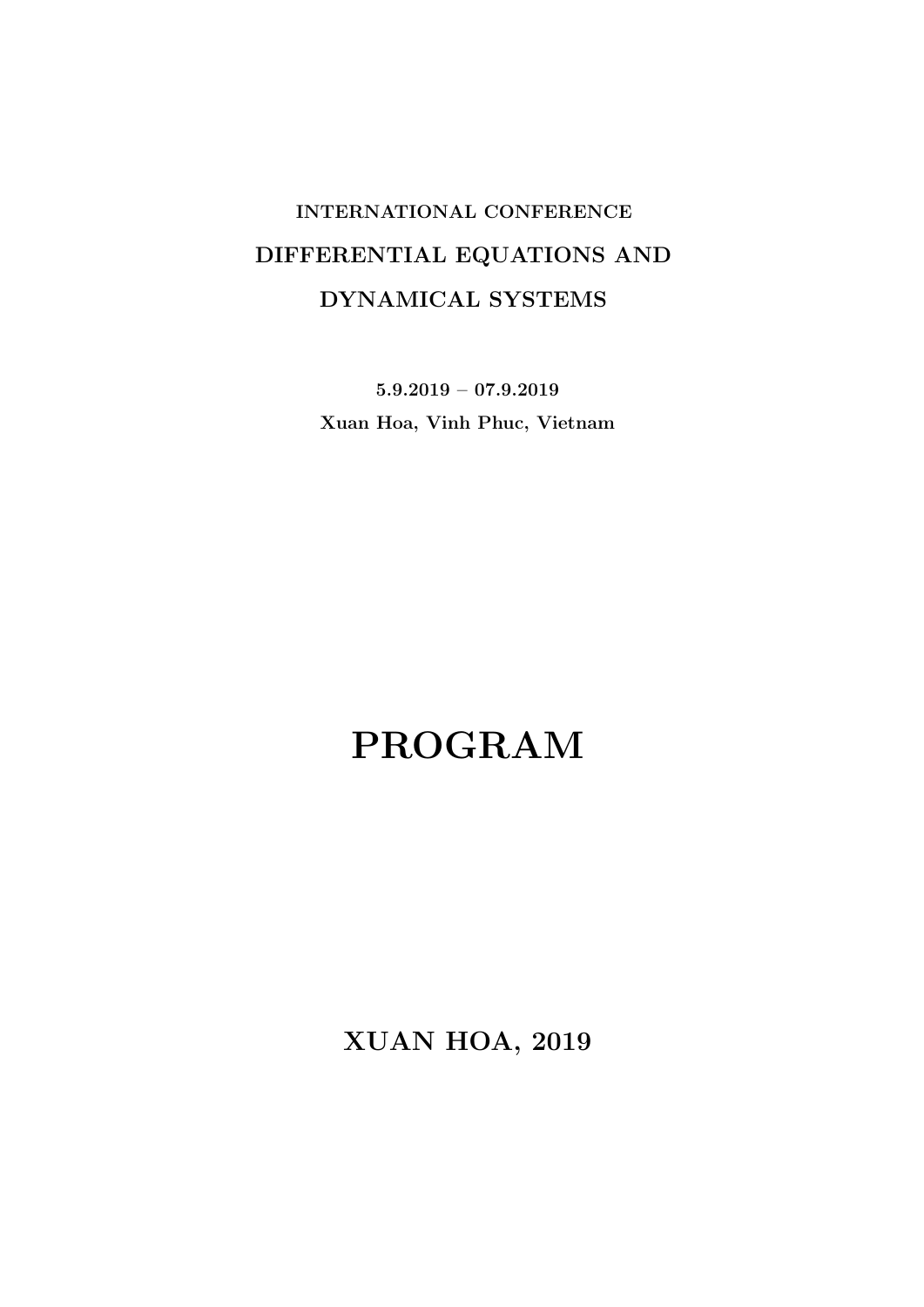**INTERNATIONAL CONFERENCE**

# DIFFERENTIAL EQUATIONS AND DYNAMICAL SYSTEMS

**5.9.2019 – 07.9.2019**

**Xuan Hoa, Vinh Phuc, Vietnam**

# PROGRAM

**XUAN HOA, 2019**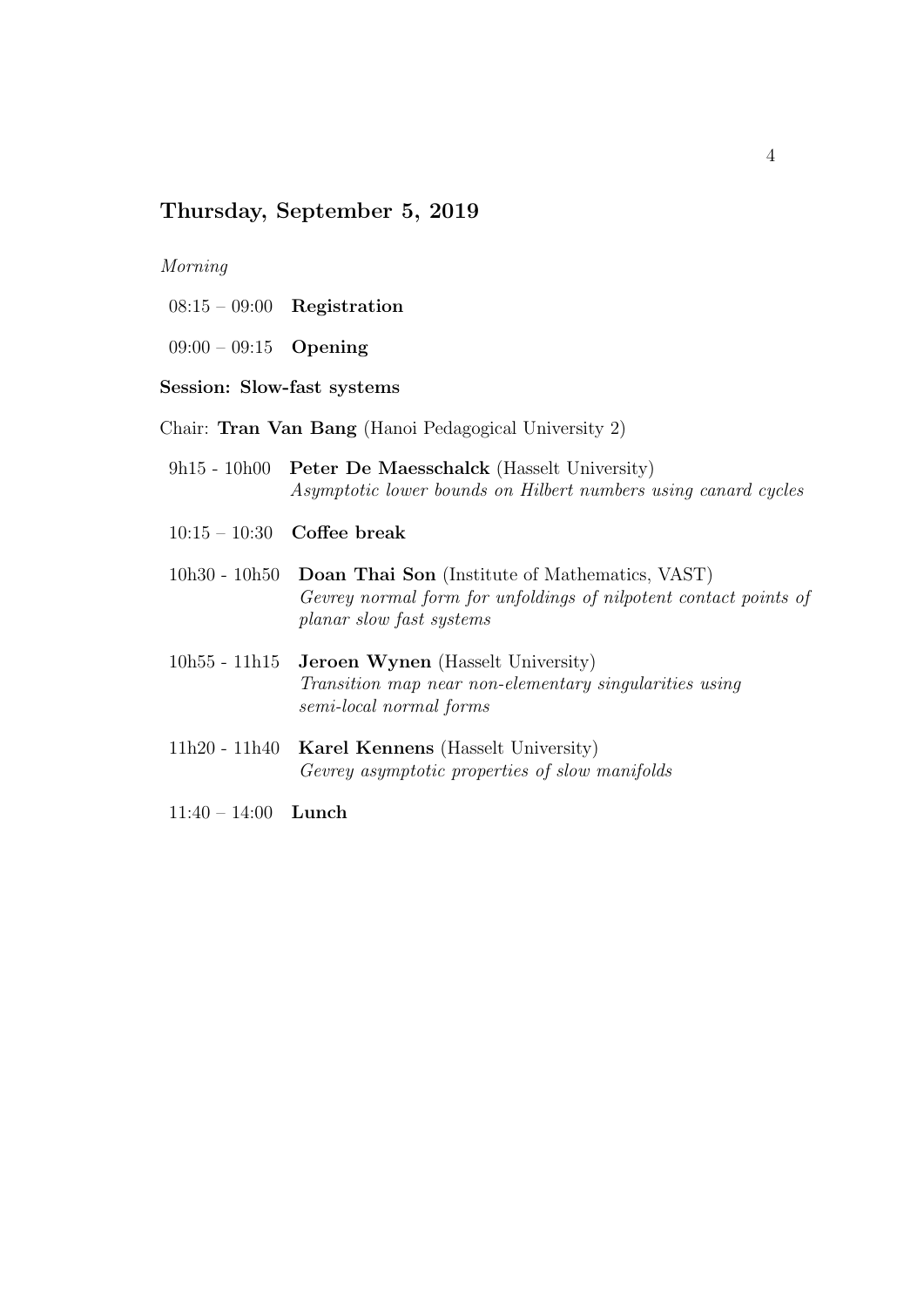## Thursday, September 5, 2019

*Morning*

08:15 – 09:00 **Registration**

09:00 – 09:15 **Opening**

**Session: Slow-fast systems**

Chair: **Tran Van Bang** (Hanoi Pedagogical University 2)

9h15 - 10h00 **Peter De Maesschalck** (Hasselt University)
*Asymptotic lower bounds on Hilbert numbers using canard cycles*

10:15 – 10:30 **Coffee break**

10h30 - 10h50 **Doan Thai Son** (Institute of Mathematics, VAST)
*Gevrey normal form for unfoldings of nilpotent contact points of planar slow fast systems*

10h55 - 11h15 **Jeroen Wynen** (Hasselt University)
*Transition map near non-elementary singularities using semi-local normal forms*

11h20 - 11h40 **Karel Kennens** (Hasselt University)
*Gevrey asymptotic properties of slow manifolds*

11:40 – 14:00 **Lunch**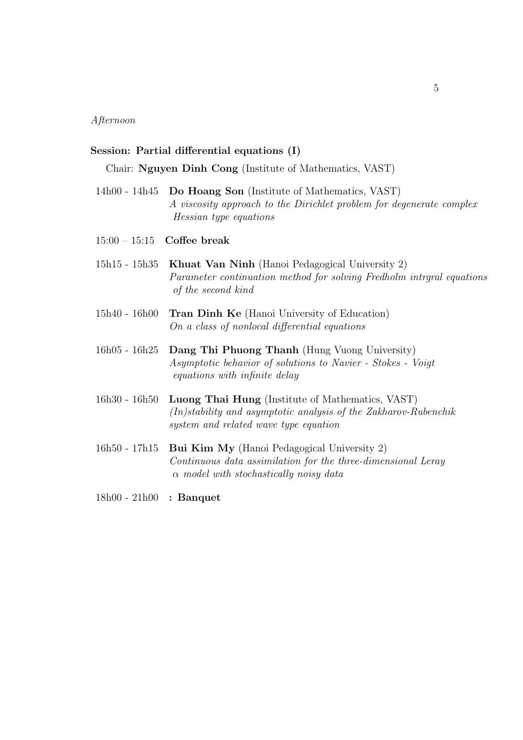*Afternoon*

**Session: Partial differential equations (I)**

Chair: **Nguyen Dinh Cong** (Institute of Mathematics, VAST)

14h00 - 14h45 **Do Hoang Son** (Institute of Mathematics, VAST)
*A viscosity approach to the Dirichlet problem for degenerate complex Hessian type equations*

15:00 – 15:15 **Coffee break**

15h15 - 15h35 **Khuat Van Ninh** (Hanoi Pedagogical University 2)
*Parameter continuation method for solving Fredholm intrgral equations of the second kind*

15h40 - 16h00 **Tran Dinh Ke** (Hanoi University of Education)
*On a class of nonlocal differential equations*

16h05 - 16h25 **Dang Thi Phuong Thanh** (Hung Vuong University)
*Asymptotic behavior of solutions to Navier - Stokes - Voigt equations with infinite delay*

16h30 - 16h50 **Luong Thai Hung** (Institute of Mathematics, VAST)
*(In)stability and asymptotic analysis of the Zakharov-Rubenchik system and related wave type equation*

16h50 - 17h15 **Bui Kim My** (Hanoi Pedagogical University 2)
*Continuous data assimilation for the three-dimensional Leray $\alpha$ model with stochastically noisy data*

18h00 - 21h00 **: Banquet**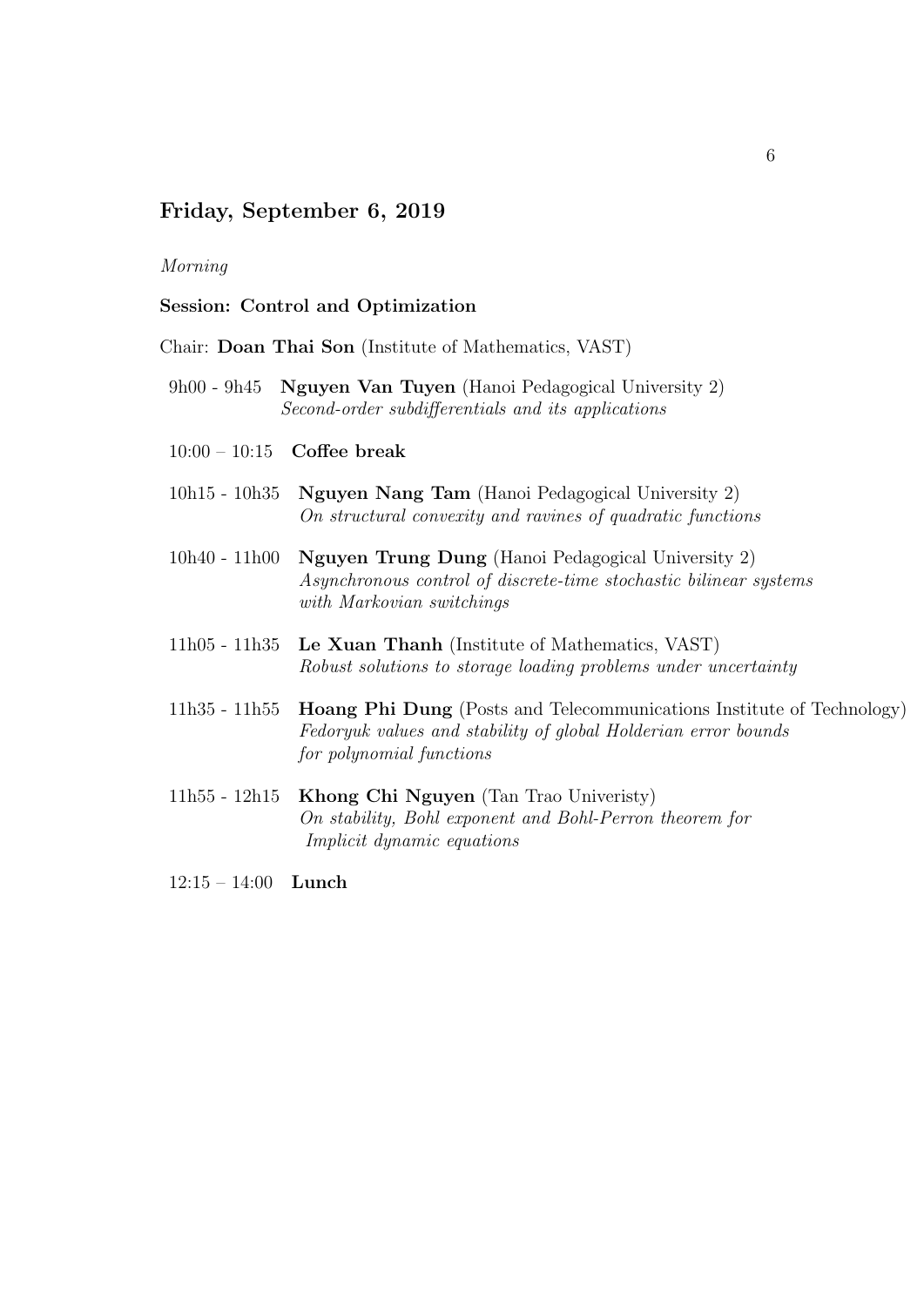## Friday, September 6, 2019

*Morning*

**Session: Control and Optimization**

Chair: **Doan Thai Son** (Institute of Mathematics, VAST)

9h00 - 9h45 **Nguyen Van Tuyen** (Hanoi Pedagogical University 2)
*Second-order subdifferentials and its applications*

10:00 – 10:15 **Coffee break**

10h15 - 10h35 **Nguyen Nang Tam** (Hanoi Pedagogical University 2)
*On structural convexity and ravines of quadratic functions*

10h40 - 11h00 **Nguyen Trung Dung** (Hanoi Pedagogical University 2)
*Asynchronous control of discrete-time stochastic bilinear systems with Markovian switchings*

11h05 - 11h35 **Le Xuan Thanh** (Institute of Mathematics, VAST)
*Robust solutions to storage loading problems under uncertainty*

11h35 - 11h55 **Hoang Phi Dung** (Posts and Telecommunications Institute of Technology)
*Fedoryuk values and stability of global Holderian error bounds for polynomial functions*

11h55 - 12h15 **Khong Chi Nguyen** (Tan Trao Univeristy)
*On stability, Bohl exponent and Bohl-Perron theorem for Implicit dynamic equations*

12:15 – 14:00 **Lunch**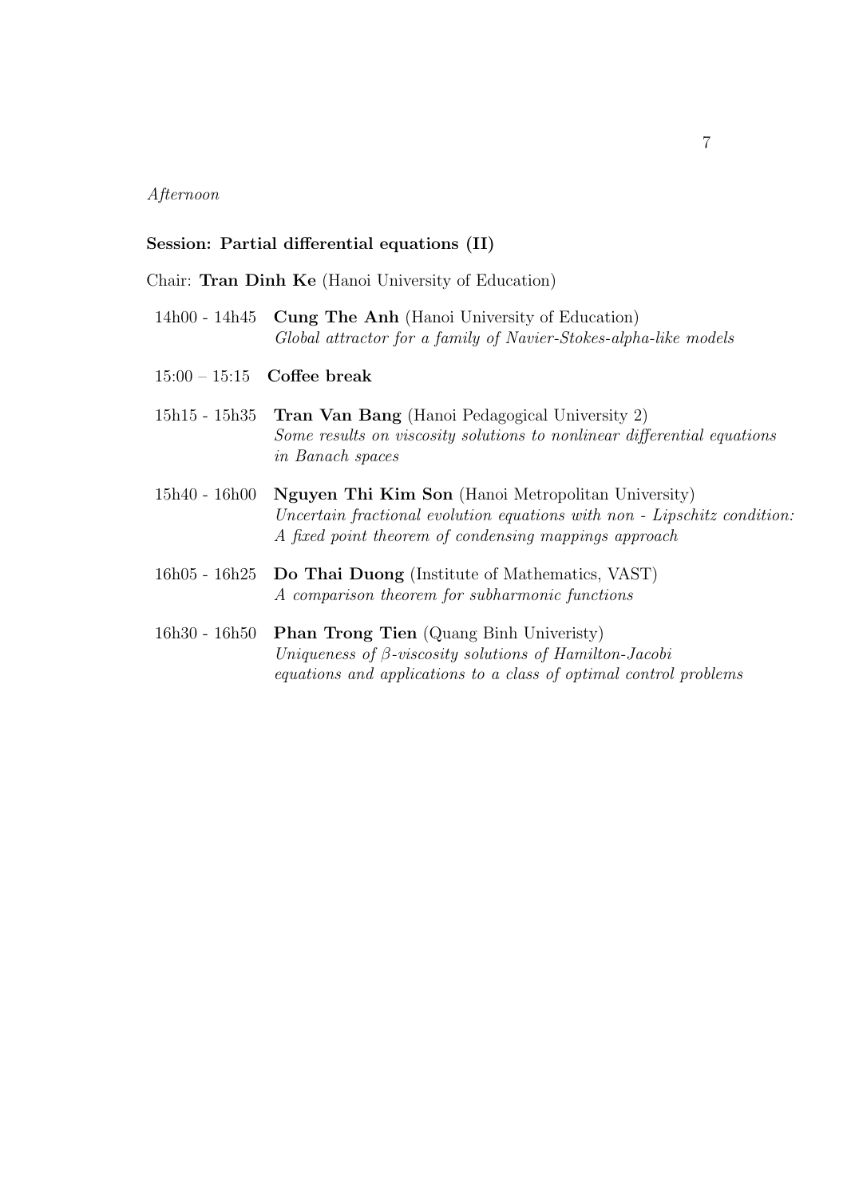*Afternoon*

**Session: Partial differential equations (II)**

Chair: **Tran Dinh Ke** (Hanoi University of Education)

14h00 - 14h45 **Cung The Anh** (Hanoi University of Education)
*Global attractor for a family of Navier-Stokes-alpha-like models*

15:00 – 15:15 **Coffee break**

15h15 - 15h35 **Tran Van Bang** (Hanoi Pedagogical University 2)
*Some results on viscosity solutions to nonlinear differential equations in Banach spaces*

15h40 - 16h00 **Nguyen Thi Kim Son** (Hanoi Metropolitan University)
*Uncertain fractional evolution equations with non - Lipschitz condition: A fixed point theorem of condensing mappings approach*

16h05 - 16h25 **Do Thai Duong** (Institute of Mathematics, VAST)
*A comparison theorem for subharmonic functions*

16h30 - 16h50 **Phan Trong Tien** (Quang Binh Univeristy)
*Uniqueness of $\beta$-viscosity solutions of Hamilton-Jacobi equations and applications to a class of optimal control problems*